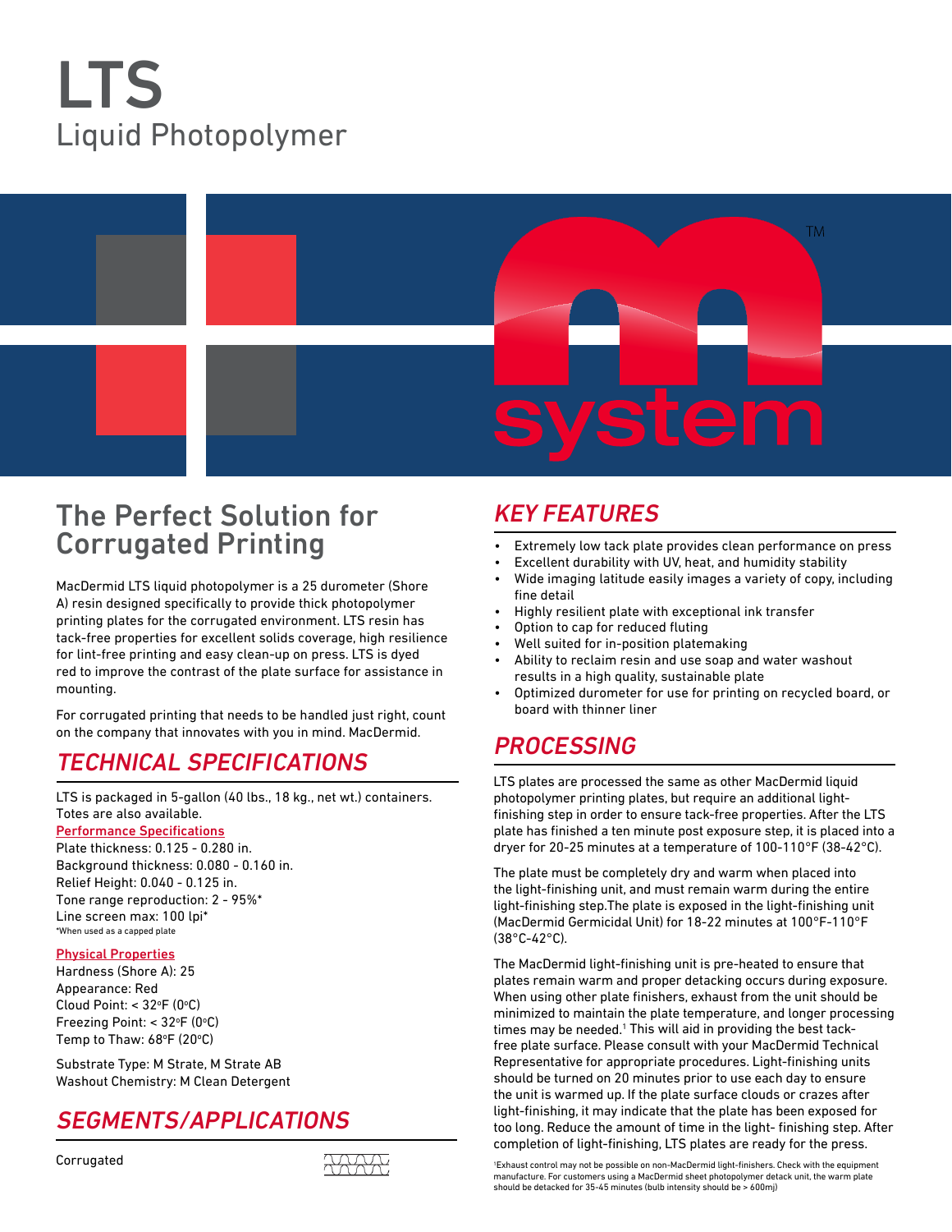# LTS

Liquid Photopolymer

## The Perfect Solution for Corrugated Printing

MacDermid LTS liquid photopolymer is a 25 durometer (Shore A) resin designed specifically to provide thick photopolymer printing plates for the corrugated environment. LTS resin has tack-free properties for excellent solids coverage, high resilience for lint-free printing and easy clean-up on press. LTS is dyed red to improve the contrast of the plate surface for assistance in mounting.

For corrugated printing that needs to be handled just right, count on the company that innovates with you in mind. MacDermid.

## TECHNICAL SPECIFICATIONS

LTS is packaged in 5-gallon (40 lbs., 18 kg., net wt.) containers. Totes are also available.

**Performance Specifications**

Plate thickness: 0.125 - 0.280 in.
Background thickness: 0.080 - 0.160 in.
Relief Height: 0.040 - 0.125 in.
Tone range reproduction: 2 - 95%*
Line screen max: 100 lpi*
*When used as a capped plate

**Physical Properties**

Hardness (Shore A): 25
Appearance: Red
Cloud Point: < 32ºF (0ºC)
Freezing Point: < 32ºF (0ºC)
Temp to Thaw: 68ºF (20ºC)

Substrate Type: M Strate, M Strate AB
Washout Chemistry: M Clean Detergent

## SEGMENTS/APPLICATIONS

Corrugated

## KEY FEATURES

- Extremely low tack plate provides clean performance on press
- Excellent durability with UV, heat, and humidity stability
- Wide imaging latitude easily images a variety of copy, including fine detail
- Highly resilient plate with exceptional ink transfer
- Option to cap for reduced fluting
- Well suited for in-position platemaking
- Ability to reclaim resin and use soap and water washout results in a high quality, sustainable plate
- Optimized durometer for use for printing on recycled board, or board with thinner liner

## PROCESSING

LTS plates are processed the same as other MacDermid liquid photopolymer printing plates, but require an additional light-finishing step in order to ensure tack-free properties. After the LTS plate has finished a ten minute post exposure step, it is placed into a dryer for 20-25 minutes at a temperature of 100-110°F (38-42°C).

The plate must be completely dry and warm when placed into the light-finishing unit, and must remain warm during the entire light-finishing step.The plate is exposed in the light-finishing unit (MacDermid Germicidal Unit) for 18-22 minutes at 100°F-110°F (38°C-42°C).

The MacDermid light-finishing unit is pre-heated to ensure that plates remain warm and proper detacking occurs during exposure. When using other plate finishers, exhaust from the unit should be minimized to maintain the plate temperature, and longer processing times may be needed.[1] This will aid in providing the best tack-free plate surface. Please consult with your MacDermid Technical Representative for appropriate procedures. Light-finishing units should be turned on 20 minutes prior to use each day to ensure the unit is warmed up. If the plate surface clouds or crazes after light-finishing, it may indicate that the plate has been exposed for too long. Reduce the amount of time in the light- finishing step. After completion of light-finishing, LTS plates are ready for the press.

[1]Exhaust control may not be possible on non-MacDermid light-finishers. Check with the equipment manufacture. For customers using a MacDermid sheet photopolymer detack unit, the warm plate should be detacked for 35-45 minutes (bulb intensity should be > 600mj)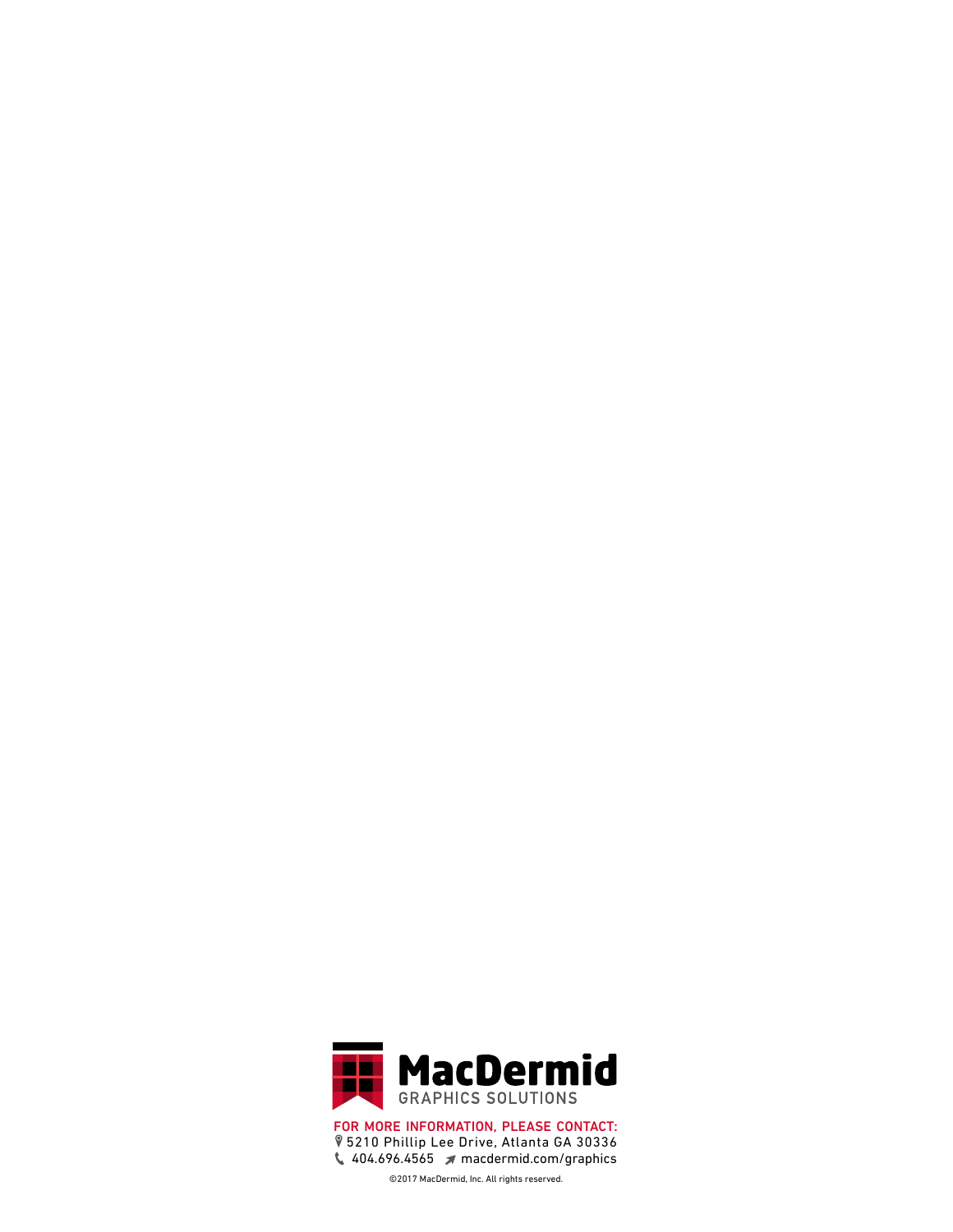MacDermid
GRAPHICS SOLUTIONS

FOR MORE INFORMATION, PLEASE CONTACT:
5210 Phillip Lee Drive, Atlanta GA 30336
404.696.4565 macdermid.com/graphics

©2017 MacDermid, Inc. All rights reserved.